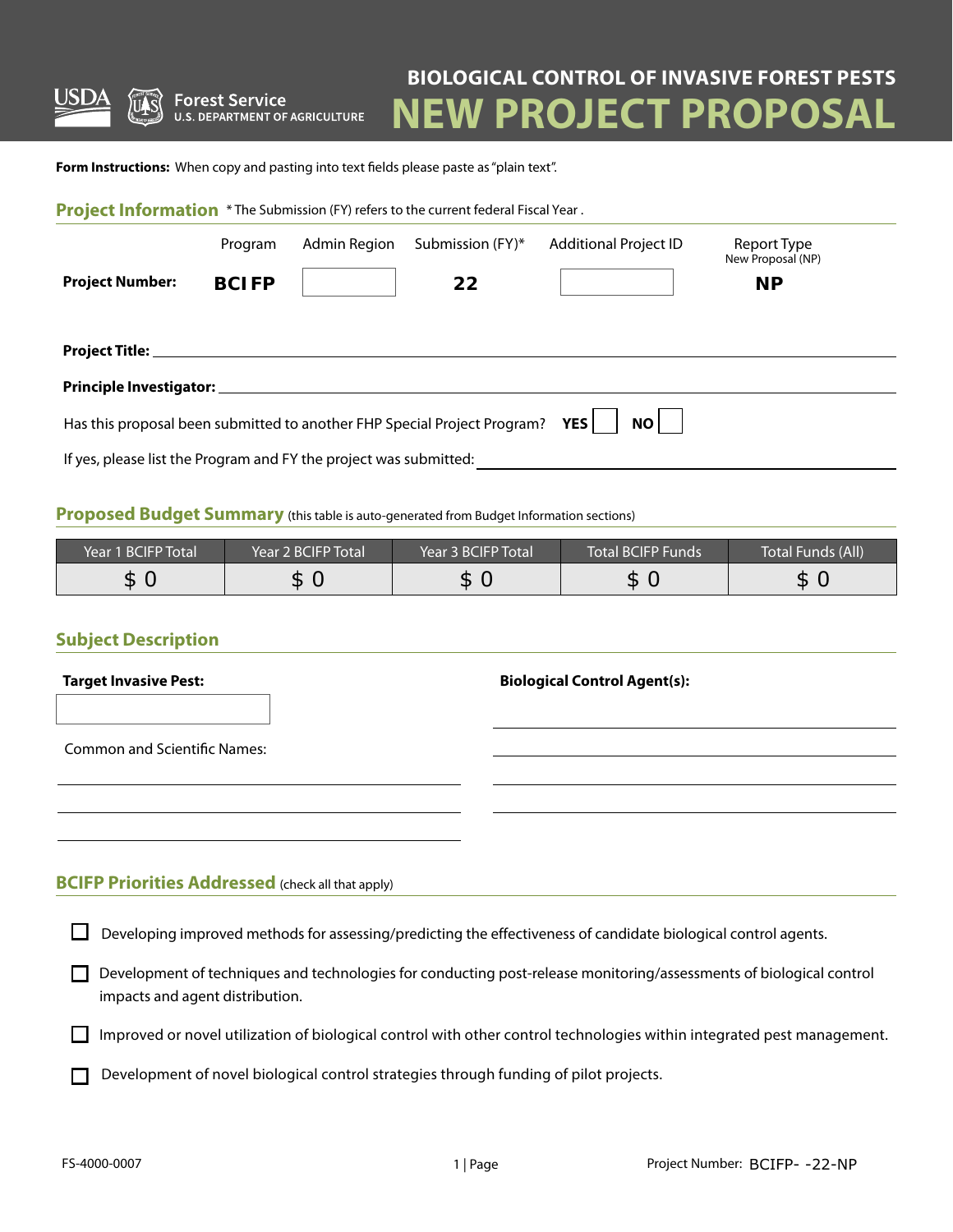USDA Forest Service
U.S. DEPARTMENT OF AGRICULTURE

# BIOLOGICAL CONTROL OF INVASIVE FOREST PESTS
# NEW PROJECT PROPOSAL

**Form Instructions:** When copy and pasting into text fields please paste as "plain text".

## Project Information

\* The Submission (FY) refers to the current federal Fiscal Year .

| | Program | Admin Region | Submission (FY)* | Additional Project ID | Report Type New Proposal (NP) |
|---|---|---|---|---|---|
| **Project Number:** | **BCIFP** | | **22** | | **NP** |

**Project Title:** \_\_\_\_\_\_\_\_\_\_\_\_\_\_\_\_\_\_\_\_

**Principle Investigator:** \_\_\_\_\_\_\_\_\_\_\_\_\_\_\_\_\_\_\_\_

Has this proposal been submitted to another FHP Special Project Program? **YES** ☐ **NO** ☐

If yes, please list the Program and FY the project was submitted: \_\_\_\_\_\_\_\_\_\_\_\_\_\_\_\_\_\_\_\_

## Proposed Budget Summary

(this table is auto-generated from Budget Information sections)

| Year 1 BCIFP Total | Year 2 BCIFP Total | Year 3 BCIFP Total | Total BCIFP Funds | Total Funds (All) |
|---|---|---|---|---|
| $ 0 | $ 0 | $ 0 | $ 0 | $ 0 |

## Subject Description

**Target Invasive Pest:**

Common and Scientific Names:

**Biological Control Agent(s):**

## BCIFP Priorities Addressed

(check all that apply)

- ☐ Developing improved methods for assessing/predicting the effectiveness of candidate biological control agents.
- ☐ Development of techniques and technologies for conducting post-release monitoring/assessments of biological control impacts and agent distribution.
- ☐ Improved or novel utilization of biological control with other control technologies within integrated pest management.
- ☐ Development of novel biological control strategies through funding of pilot projects.

FS-4000-0007

Project Number: BCIFP- -22-NP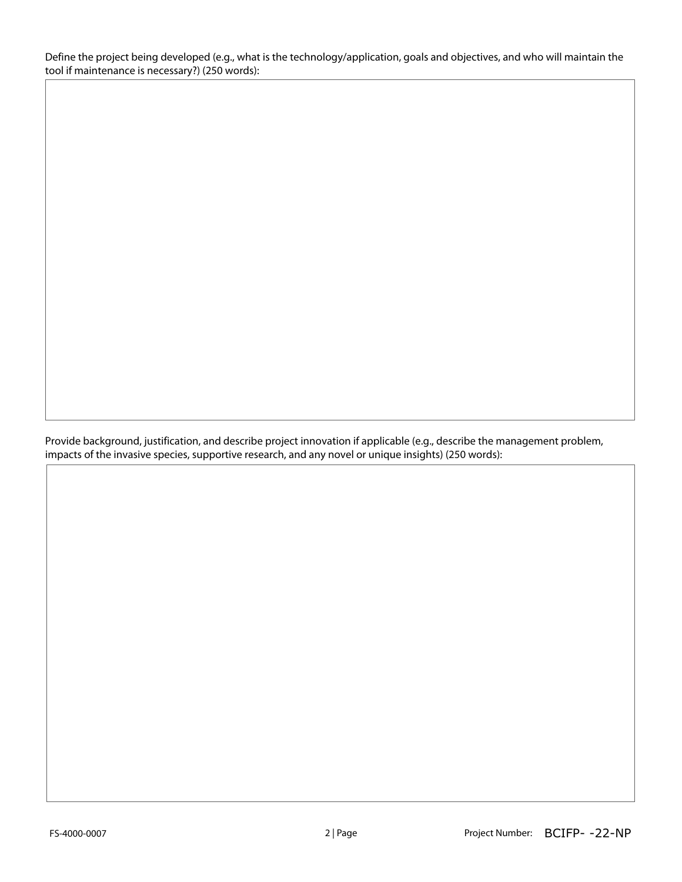Define the project being developed (e.g., what is the technology/application, goals and objectives, and who will maintain the tool if maintenance is necessary?) (250 words):

Provide background, justification, and describe project innovation if applicable (e.g., describe the management problem, impacts of the invasive species, supportive research, and any novel or unique insights) (250 words):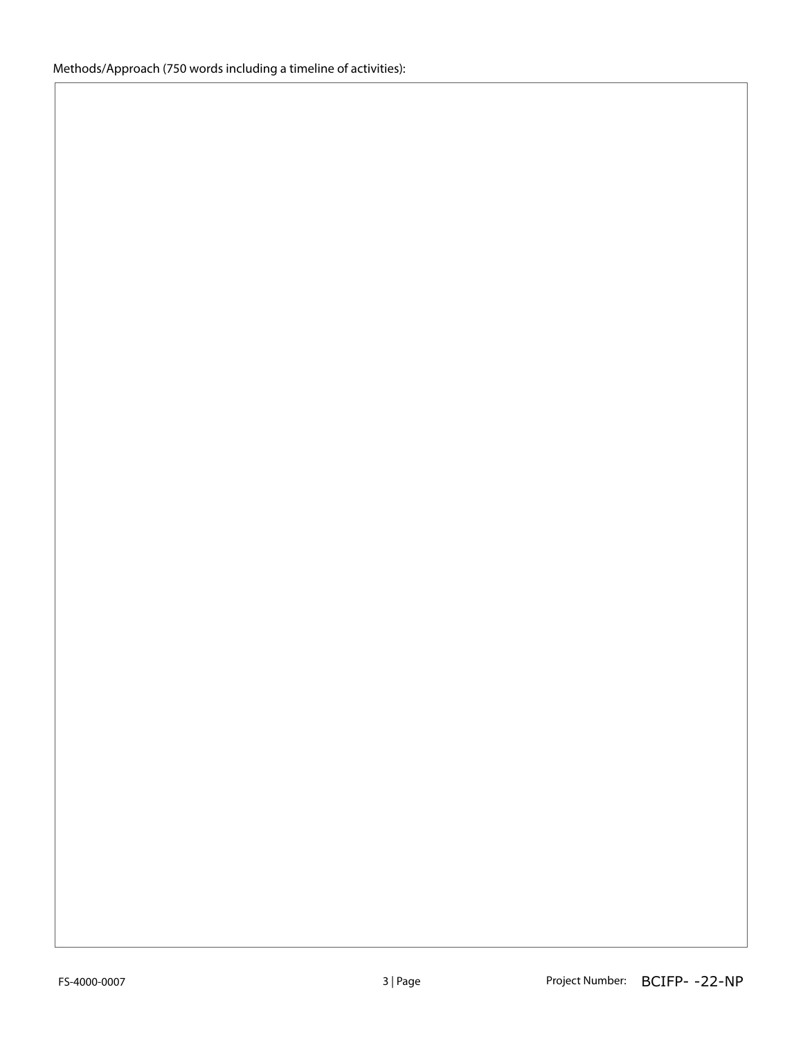Methods/Approach (750 words including a timeline of activities):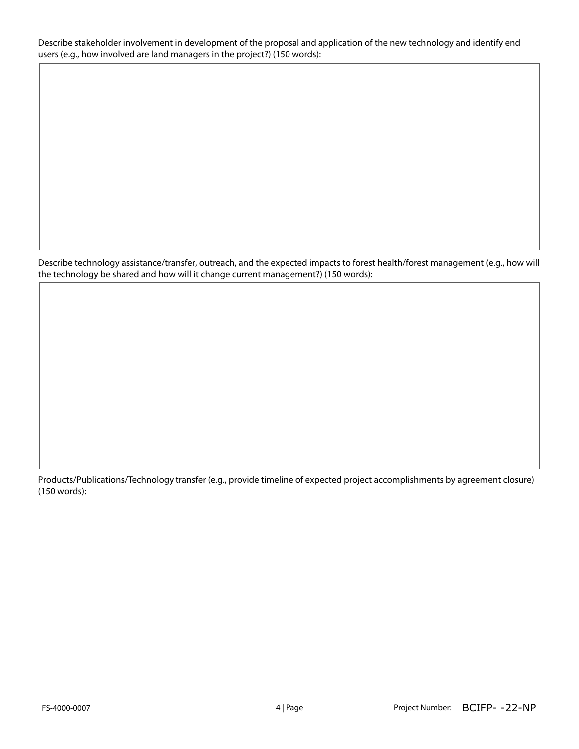Describe stakeholder involvement in development of the proposal and application of the new technology and identify end users (e.g., how involved are land managers in the project?) (150 words):

Describe technology assistance/transfer, outreach, and the expected impacts to forest health/forest management (e.g., how will the technology be shared and how will it change current management?) (150 words):

Products/Publications/Technology transfer (e.g., provide timeline of expected project accomplishments by agreement closure) (150 words):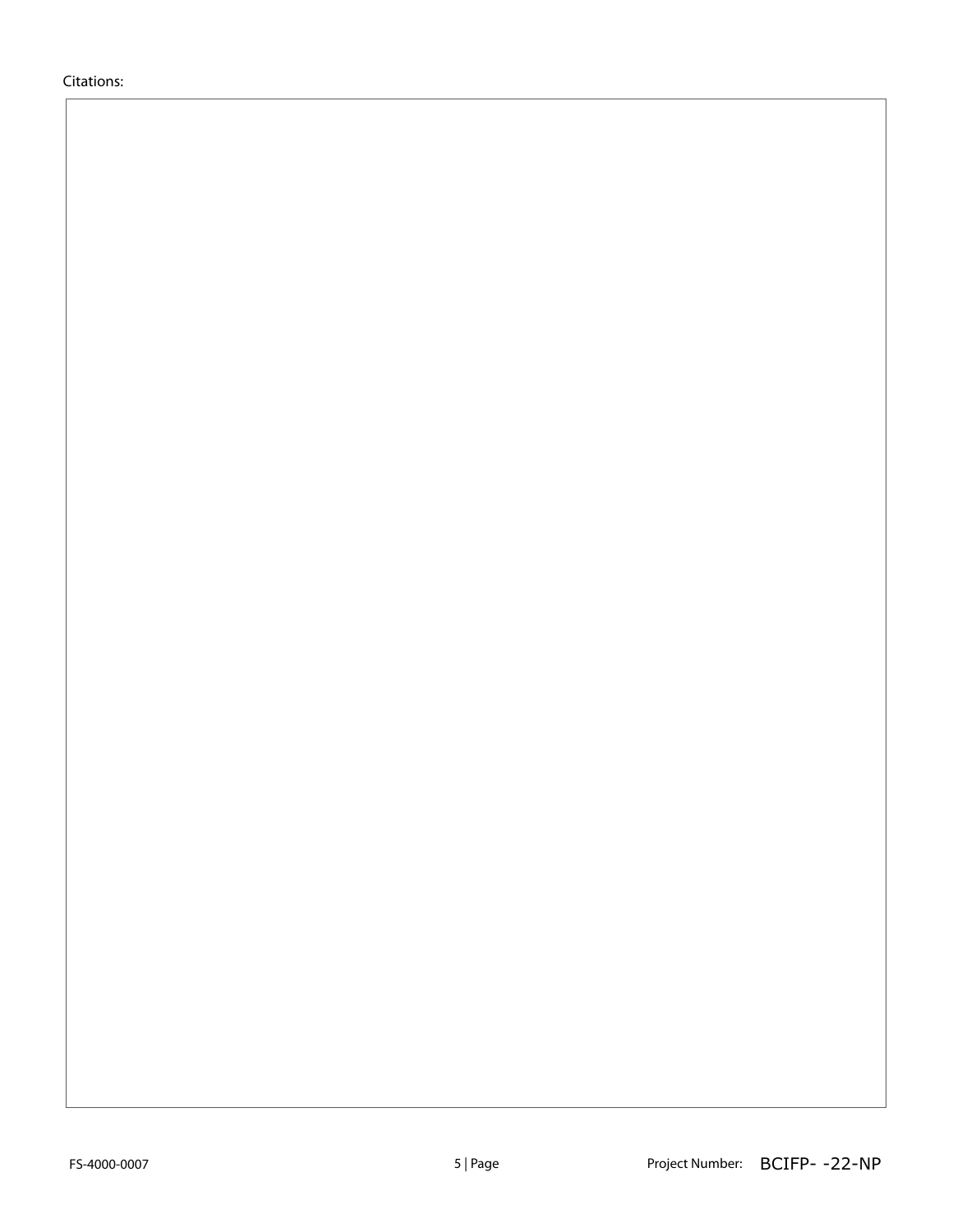Citations: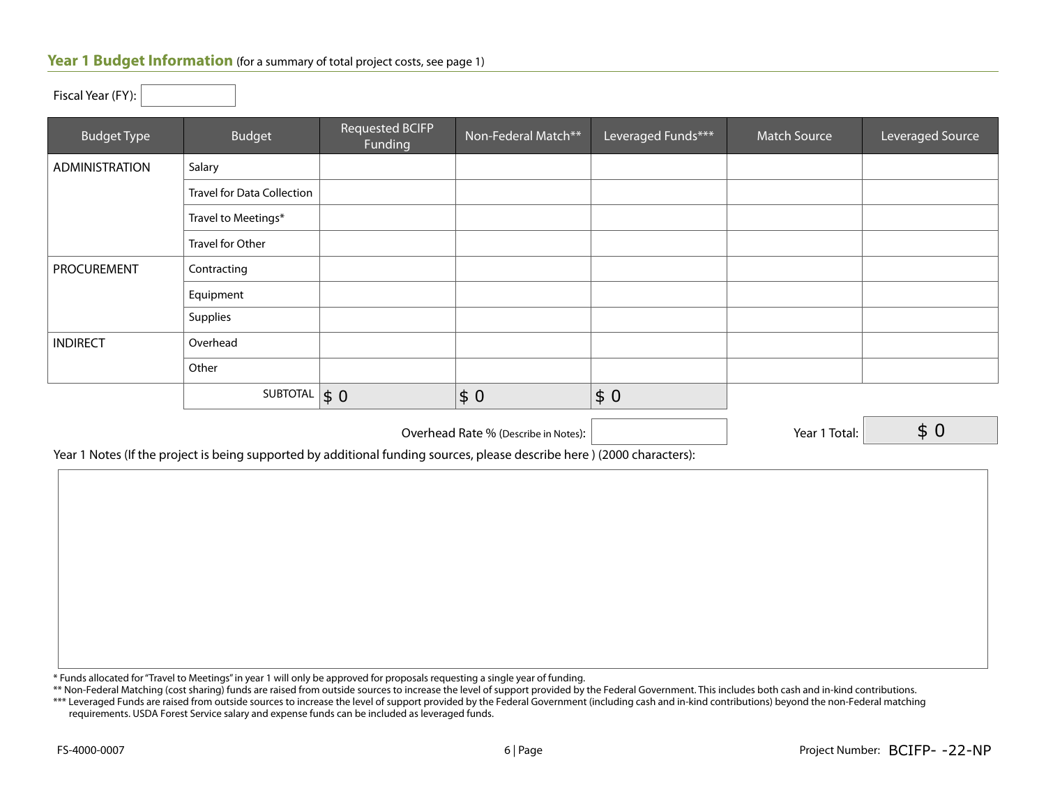## Year 1 Budget Information (for a summary of total project costs, see page 1)

Fiscal Year (FY):

| Budget Type | Budget | Requested BCIFP Funding | Non-Federal Match** | Leveraged Funds*** | Match Source | Leveraged Source |
|---|---|---|---|---|---|---|
| ADMINISTRATION | Salary | | | | | |
| | Travel for Data Collection | | | | | |
| | Travel to Meetings* | | | | | |
| | Travel for Other | | | | | |
| PROCUREMENT | Contracting | | | | | |
| | Equipment | | | | | |
| | Supplies | | | | | |
| INDIRECT | Overhead | | | | | |
| | Other | | | | | |
| | SUBTOTAL | $ 0 | $ 0 | $ 0 | | |

Overhead Rate % (Describe in Notes):

Year 1 Total: $ 0

Year 1 Notes (If the project is being supported by additional funding sources, please describe here ) (2000 characters):

* Funds allocated for "Travel to Meetings" in year 1 will only be approved for proposals requesting a single year of funding.

** Non-Federal Matching (cost sharing) funds are raised from outside sources to increase the level of support provided by the Federal Government. This includes both cash and in-kind contributions.

*** Leveraged Funds are raised from outside sources to increase the level of support provided by the Federal Government (including cash and in-kind contributions) beyond the non-Federal matching requirements. USDA Forest Service salary and expense funds can be included as leveraged funds.

FS-4000-0007

Project Number: BCIFP- -22-NP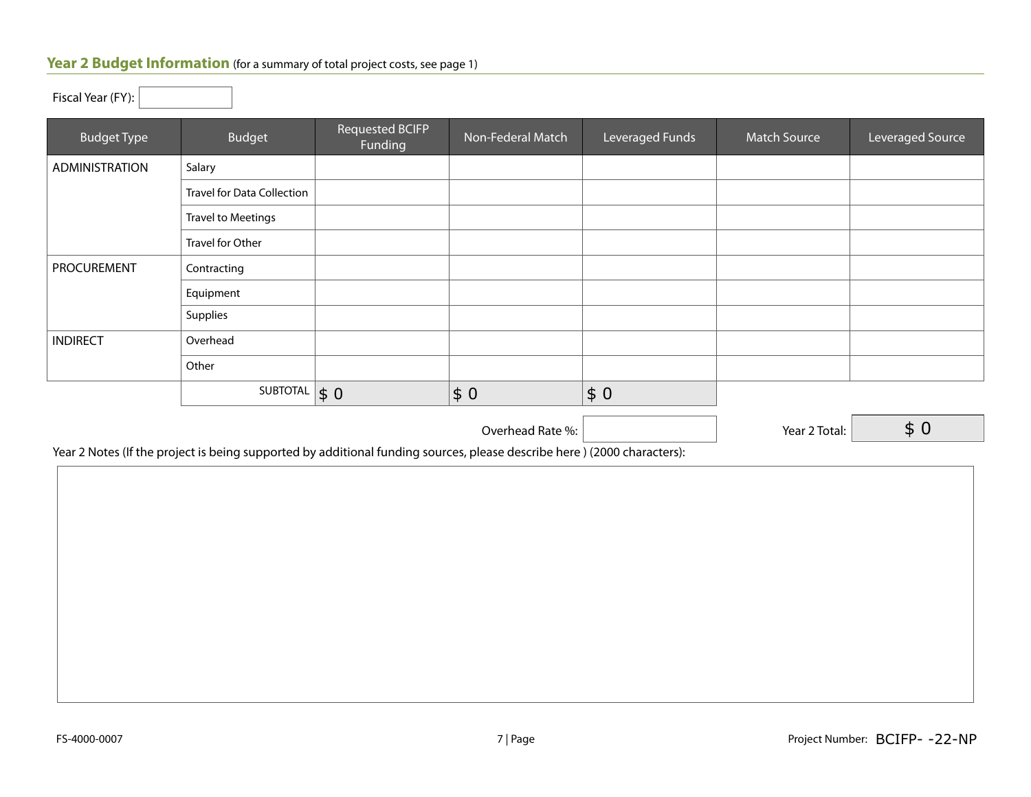## Year 2 Budget Information (for a summary of total project costs, see page 1)

Fiscal Year (FY):

| Budget Type | Budget | Requested BCIFP Funding | Non-Federal Match | Leveraged Funds | Match Source | Leveraged Source |
|---|---|---|---|---|---|---|
| ADMINISTRATION | Salary | | | | | |
| | Travel for Data Collection | | | | | |
| | Travel to Meetings | | | | | |
| | Travel for Other | | | | | |
| PROCUREMENT | Contracting | | | | | |
| | Equipment | | | | | |
| | Supplies | | | | | |
| INDIRECT | Overhead | | | | | |
| | Other | | | | | |
| | SUBTOTAL | $ 0 | $ 0 | $ 0 | | |

Overhead Rate %:

Year 2 Total: $ 0

Year 2 Notes (If the project is being supported by additional funding sources, please describe here ) (2000 characters):

FS-4000-0007

Project Number: BCIFP- -22-NP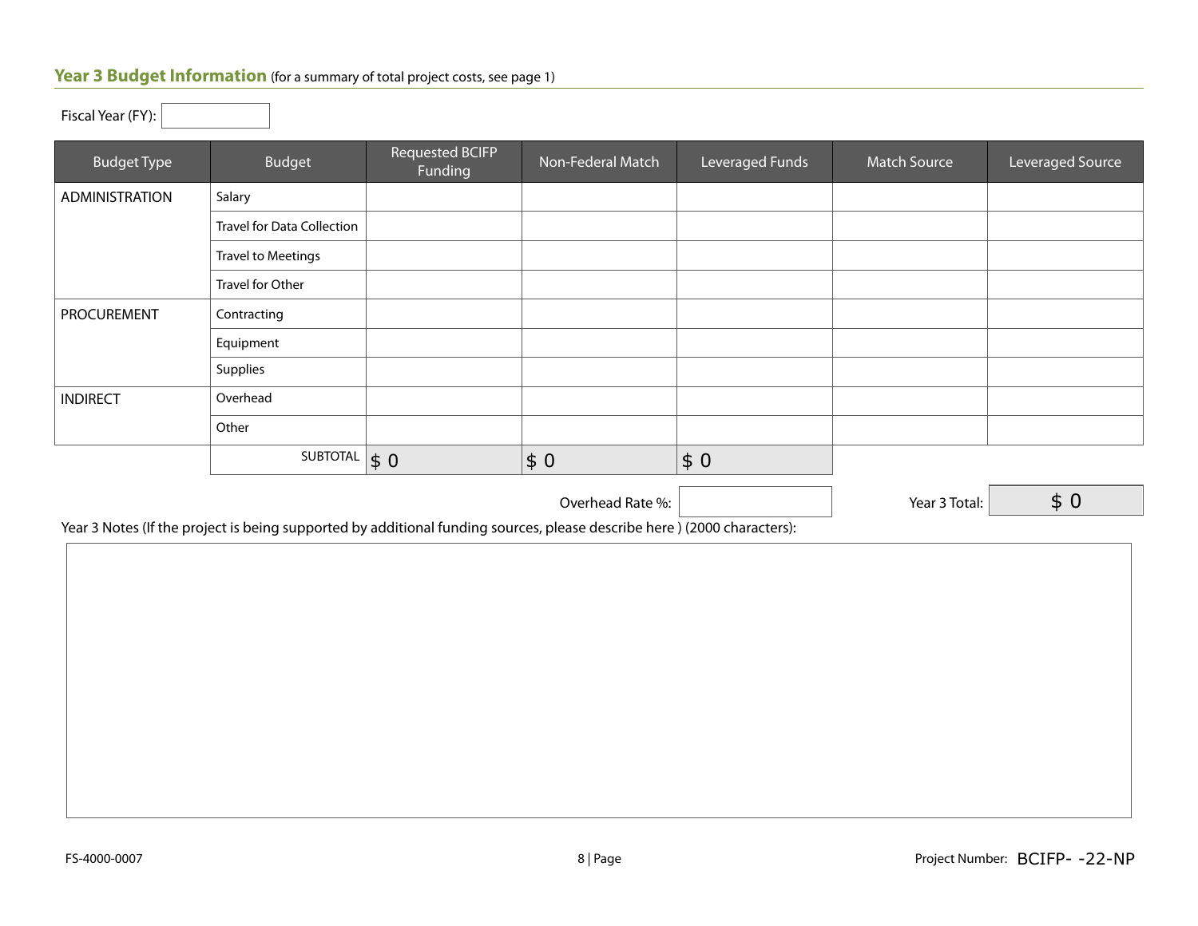## Year 3 Budget Information (for a summary of total project costs, see page 1)

Fiscal Year (FY):

| Budget Type | Budget | Requested BCIFP Funding | Non-Federal Match | Leveraged Funds | Match Source | Leveraged Source |
|---|---|---|---|---|---|---|
| ADMINISTRATION | Salary | | | | | |
| | Travel for Data Collection | | | | | |
| | Travel to Meetings | | | | | |
| | Travel for Other | | | | | |
| PROCUREMENT | Contracting | | | | | |
| | Equipment | | | | | |
| | Supplies | | | | | |
| INDIRECT | Overhead | | | | | |
| | Other | | | | | |
| | SUBTOTAL | $ 0 | $ 0 | $ 0 | | |

Overhead Rate %:

Year 3 Total: $ 0

Year 3 Notes (If the project is being supported by additional funding sources, please describe here ) (2000 characters):

FS-4000-0007

Project Number: BCIFP- -22-NP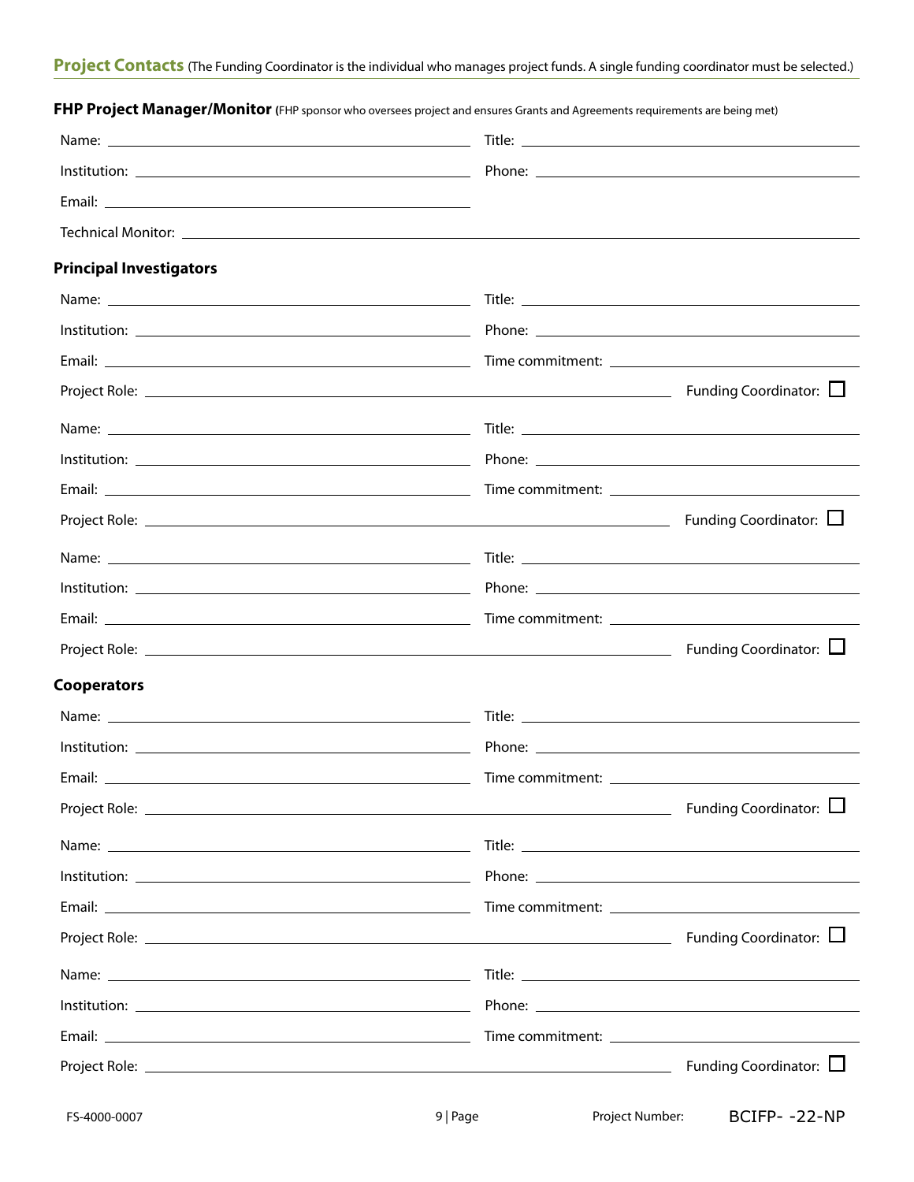## Project Contacts (The Funding Coordinator is the individual who manages project funds. A single funding coordinator must be selected.)

**FHP Project Manager/Monitor** (FHP sponsor who oversees project and ensures Grants and Agreements requirements are being met)

Name: ______________________ Title: ______________________

Institution: ______________________ Phone: ______________________

Email: ______________________

Technical Monitor: ______________________

### Principal Investigators

Name: ______________________ Title: ______________________

Institution: ______________________ Phone: ______________________

Email: ______________________ Time commitment: ______________________

Project Role: ______________________ Funding Coordinator: ☐

Name: ______________________ Title: ______________________

Institution: ______________________ Phone: ______________________

Email: ______________________ Time commitment: ______________________

Project Role: ______________________ Funding Coordinator: ☐

Name: ______________________ Title: ______________________

Institution: ______________________ Phone: ______________________

Email: ______________________ Time commitment: ______________________

Project Role: ______________________ Funding Coordinator: ☐

### Cooperators

Name: ______________________ Title: ______________________

Institution: ______________________ Phone: ______________________

Email: ______________________ Time commitment: ______________________

Project Role: ______________________ Funding Coordinator: ☐

Name: ______________________ Title: ______________________

Institution: ______________________ Phone: ______________________

Email: ______________________ Time commitment: ______________________

Project Role: ______________________ Funding Coordinator: ☐

Name: ______________________ Title: ______________________

Institution: ______________________ Phone: ______________________

Email: ______________________ Time commitment: ______________________

Project Role: ______________________ Funding Coordinator: ☐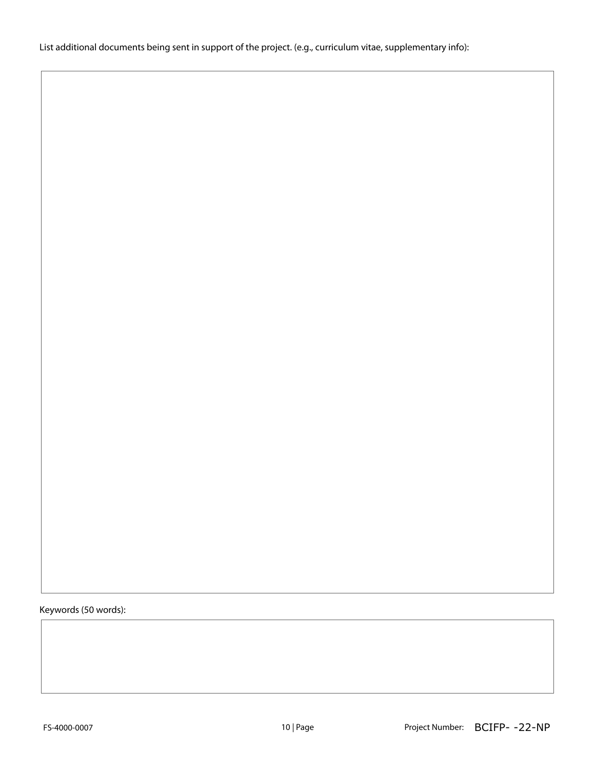List additional documents being sent in support of the project. (e.g., curriculum vitae, supplementary info):

Keywords (50 words):